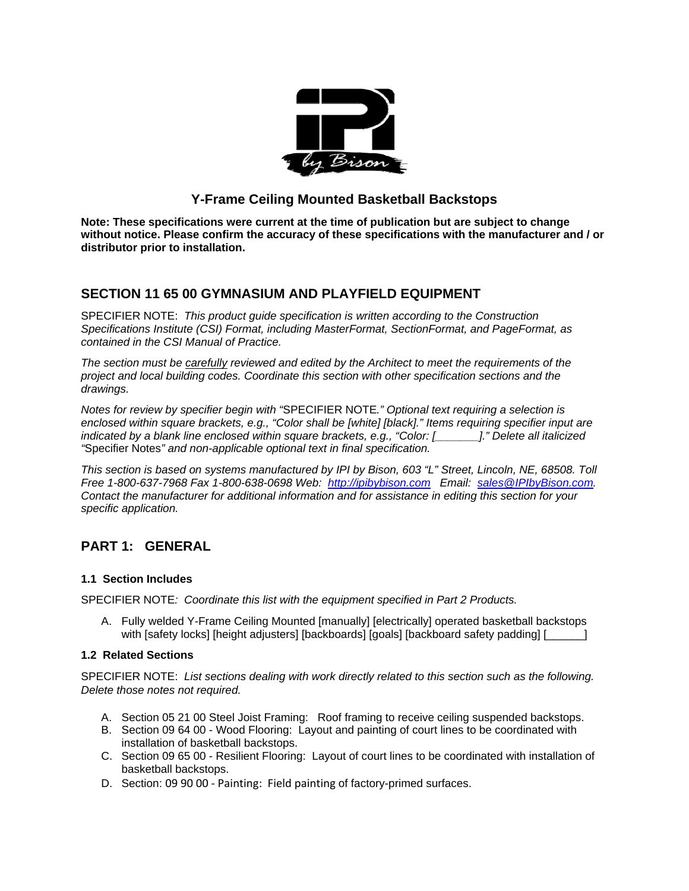# Y-Frame Ceiling Mounted Basketball Backstops

**Note: These specifications were current at the time of publication but are subject to change without notice. Please confirm the accuracy of these specifications with the manufacturer and / or distributor prior to installation.**

## SECTION 11 65 00 GYMNASIUM AND PLAYFIELD EQUIPMENT

SPECIFIER NOTE: *This product guide specification is written according to the Construction Specifications Institute (CSI) Format, including MasterFormat, SectionFormat, and PageFormat, as contained in the CSI Manual of Practice.*

*The section must be carefully reviewed and edited by the Architect to meet the requirements of the project and local building codes. Coordinate this section with other specification sections and the drawings.*

*Notes for review by specifier begin with "*SPECIFIER NOTE*." Optional text requiring a selection is enclosed within square brackets, e.g., "Color shall be [white] [black]." Items requiring specifier input are indicated by a blank line enclosed within square brackets, e.g., "Color: [_______]." Delete all italicized "*Specifier Notes*" and non-applicable optional text in final specification.*

*This section is based on systems manufactured by IPI by Bison, 603 "L" Street, Lincoln, NE, 68508. Toll Free 1-800-637-7968 Fax 1-800-638-0698 Web: http://ipibybison.com Email: sales@IPIbyBison.com. Contact the manufacturer for additional information and for assistance in editing this section for your specific application.*

## PART 1: GENERAL

### 1.1 Section Includes

SPECIFIER NOTE*: Coordinate this list with the equipment specified in Part 2 Products.*

A. Fully welded Y-Frame Ceiling Mounted [manually] [electrically] operated basketball backstops with [safety locks] [height adjusters] [backboards] [goals] [backboard safety padding] [______]

### 1.2 Related Sections

SPECIFIER NOTE: *List sections dealing with work directly related to this section such as the following. Delete those notes not required.*

A. Section 05 21 00 Steel Joist Framing: Roof framing to receive ceiling suspended backstops.
B. Section 09 64 00 - Wood Flooring: Layout and painting of court lines to be coordinated with installation of basketball backstops.
C. Section 09 65 00 - Resilient Flooring: Layout of court lines to be coordinated with installation of basketball backstops.
D. Section: 09 90 00 - Painting: Field painting of factory-primed surfaces.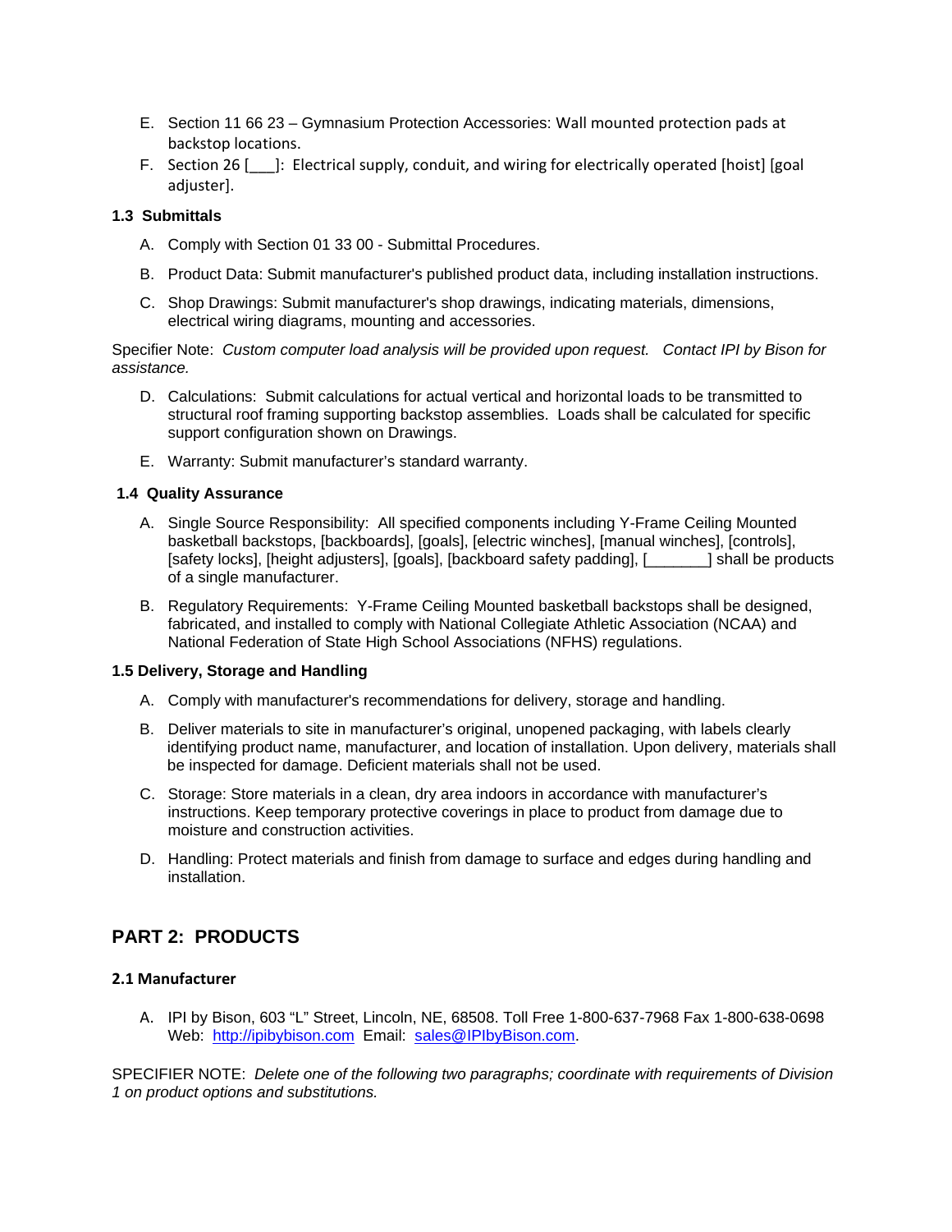E. Section 11 66 23 – Gymnasium Protection Accessories: Wall mounted protection pads at backstop locations.

F. Section 26 [___]: Electrical supply, conduit, and wiring for electrically operated [hoist] [goal adjuster].

**1.3 Submittals**

A. Comply with Section 01 33 00 - Submittal Procedures.

B. Product Data: Submit manufacturer's published product data, including installation instructions.

C. Shop Drawings: Submit manufacturer's shop drawings, indicating materials, dimensions, electrical wiring diagrams, mounting and accessories.

Specifier Note: *Custom computer load analysis will be provided upon request. Contact IPI by Bison for assistance.*

D. Calculations: Submit calculations for actual vertical and horizontal loads to be transmitted to structural roof framing supporting backstop assemblies. Loads shall be calculated for specific support configuration shown on Drawings.

E. Warranty: Submit manufacturer's standard warranty.

**1.4 Quality Assurance**

A. Single Source Responsibility: All specified components including Y-Frame Ceiling Mounted basketball backstops, [backboards], [goals], [electric winches], [manual winches], [controls], [safety locks], [height adjusters], [goals], [backboard safety padding], [_______] shall be products of a single manufacturer.

B. Regulatory Requirements: Y-Frame Ceiling Mounted basketball backstops shall be designed, fabricated, and installed to comply with National Collegiate Athletic Association (NCAA) and National Federation of State High School Associations (NFHS) regulations.

**1.5 Delivery, Storage and Handling**

A. Comply with manufacturer's recommendations for delivery, storage and handling.

B. Deliver materials to site in manufacturer's original, unopened packaging, with labels clearly identifying product name, manufacturer, and location of installation. Upon delivery, materials shall be inspected for damage. Deficient materials shall not be used.

C. Storage: Store materials in a clean, dry area indoors in accordance with manufacturer's instructions. Keep temporary protective coverings in place to product from damage due to moisture and construction activities.

D. Handling: Protect materials and finish from damage to surface and edges during handling and installation.

## PART 2: PRODUCTS

**2.1 Manufacturer**

A. IPI by Bison, 603 "L" Street, Lincoln, NE, 68508. Toll Free 1-800-637-7968 Fax 1-800-638-0698 Web: [http://ipibybison.com](http://ipibybison.com) Email: [sales@IPIbyBison.com](mailto:sales@IPIbyBison.com).

SPECIFIER NOTE: *Delete one of the following two paragraphs; coordinate with requirements of Division 1 on product options and substitutions.*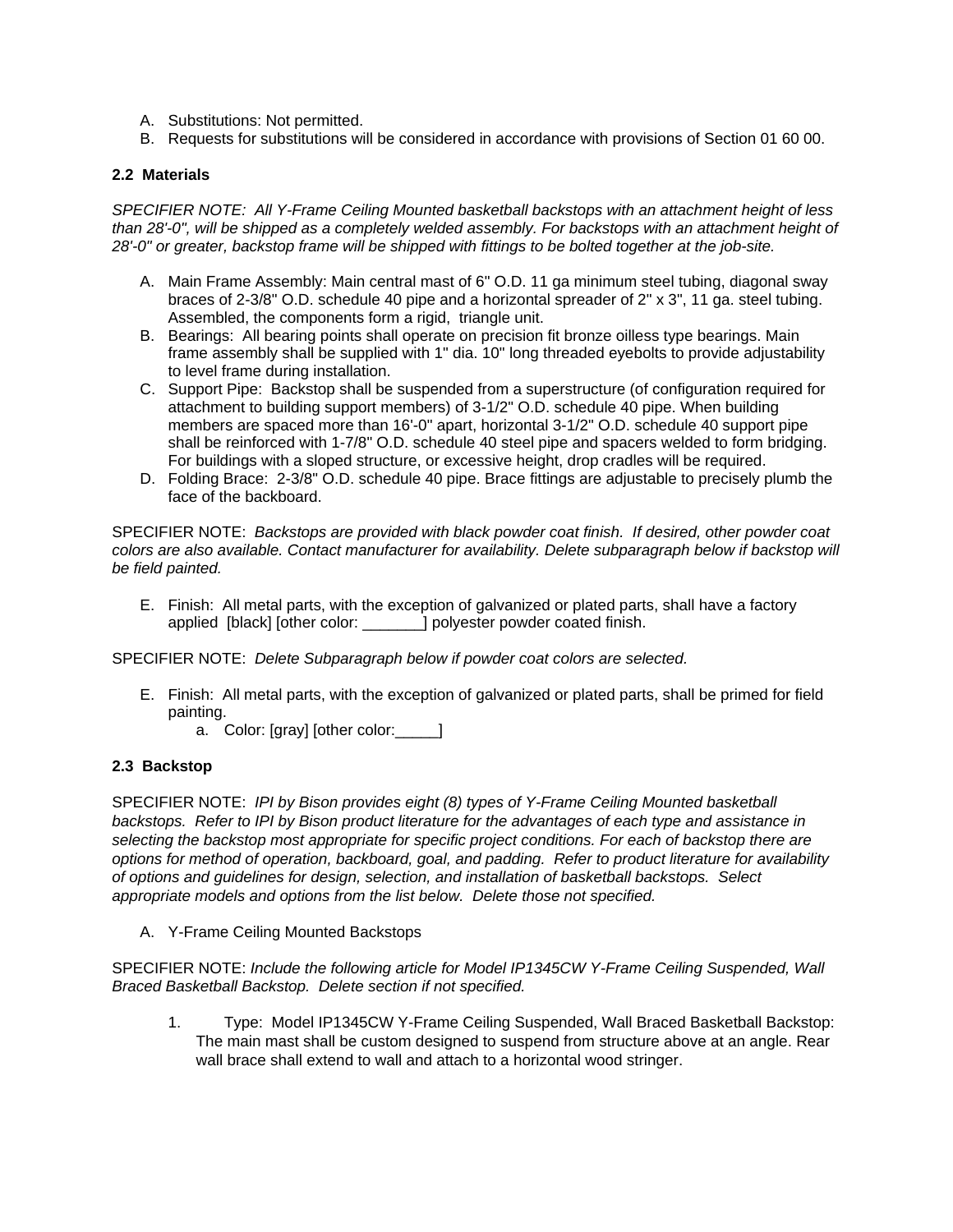A. Substitutions: Not permitted.
B. Requests for substitutions will be considered in accordance with provisions of Section 01 60 00.

### 2.2 Materials

*SPECIFIER NOTE: All Y-Frame Ceiling Mounted basketball backstops with an attachment height of less than 28'-0", will be shipped as a completely welded assembly. For backstops with an attachment height of 28'-0" or greater, backstop frame will be shipped with fittings to be bolted together at the job-site.*

A. Main Frame Assembly: Main central mast of 6" O.D. 11 ga minimum steel tubing, diagonal sway braces of 2-3/8" O.D. schedule 40 pipe and a horizontal spreader of 2" x 3", 11 ga. steel tubing. Assembled, the components form a rigid, triangle unit.
B. Bearings: All bearing points shall operate on precision fit bronze oilless type bearings. Main frame assembly shall be supplied with 1" dia. 10" long threaded eyebolts to provide adjustability to level frame during installation.
C. Support Pipe: Backstop shall be suspended from a superstructure (of configuration required for attachment to building support members) of 3-1/2" O.D. schedule 40 pipe. When building members are spaced more than 16'-0" apart, horizontal 3-1/2" O.D. schedule 40 support pipe shall be reinforced with 1-7/8" O.D. schedule 40 steel pipe and spacers welded to form bridging. For buildings with a sloped structure, or excessive height, drop cradles will be required.
D. Folding Brace: 2-3/8" O.D. schedule 40 pipe. Brace fittings are adjustable to precisely plumb the face of the backboard.

SPECIFIER NOTE: *Backstops are provided with black powder coat finish. If desired, other powder coat colors are also available. Contact manufacturer for availability. Delete subparagraph below if backstop will be field painted.*

E. Finish: All metal parts, with the exception of galvanized or plated parts, shall have a factory applied [black] [other color: _______] polyester powder coated finish.

SPECIFIER NOTE: *Delete Subparagraph below if powder coat colors are selected.*

E. Finish: All metal parts, with the exception of galvanized or plated parts, shall be primed for field painting.
   a. Color: [gray] [other color:_____]

### 2.3 Backstop

SPECIFIER NOTE: *IPI by Bison provides eight (8) types of Y-Frame Ceiling Mounted basketball backstops. Refer to IPI by Bison product literature for the advantages of each type and assistance in selecting the backstop most appropriate for specific project conditions. For each of backstop there are options for method of operation, backboard, goal, and padding. Refer to product literature for availability of options and guidelines for design, selection, and installation of basketball backstops. Select appropriate models and options from the list below. Delete those not specified.*

A. Y-Frame Ceiling Mounted Backstops

SPECIFIER NOTE: *Include the following article for Model IP1345CW Y-Frame Ceiling Suspended, Wall Braced Basketball Backstop. Delete section if not specified.*

1. Type: Model IP1345CW Y-Frame Ceiling Suspended, Wall Braced Basketball Backstop: The main mast shall be custom designed to suspend from structure above at an angle. Rear wall brace shall extend to wall and attach to a horizontal wood stringer.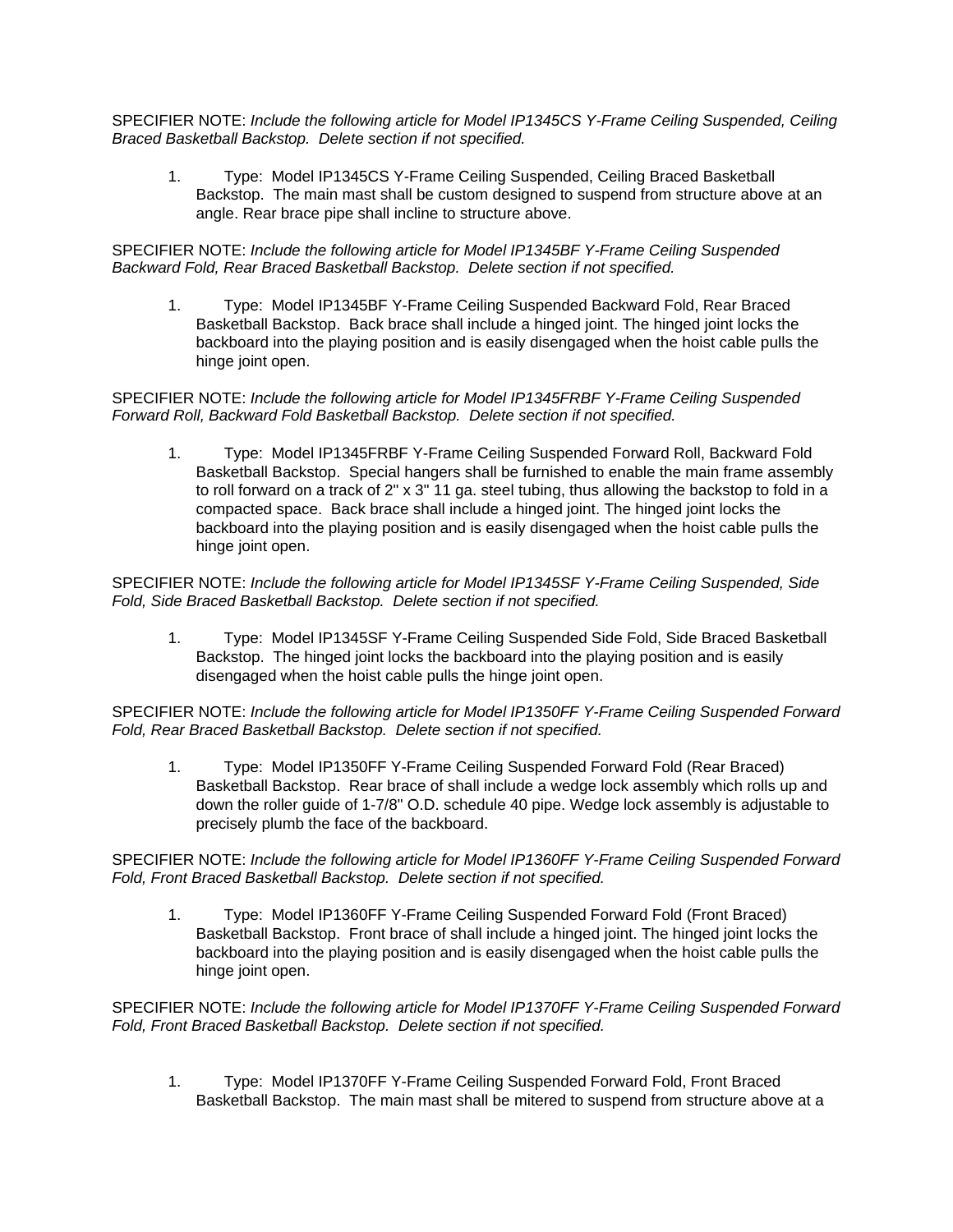SPECIFIER NOTE: *Include the following article for Model IP1345CS Y-Frame Ceiling Suspended, Ceiling Braced Basketball Backstop. Delete section if not specified.*

1. Type: Model IP1345CS Y-Frame Ceiling Suspended, Ceiling Braced Basketball Backstop. The main mast shall be custom designed to suspend from structure above at an angle. Rear brace pipe shall incline to structure above.

SPECIFIER NOTE: *Include the following article for Model IP1345BF Y-Frame Ceiling Suspended Backward Fold, Rear Braced Basketball Backstop. Delete section if not specified.*

1. Type: Model IP1345BF Y-Frame Ceiling Suspended Backward Fold, Rear Braced Basketball Backstop. Back brace shall include a hinged joint. The hinged joint locks the backboard into the playing position and is easily disengaged when the hoist cable pulls the hinge joint open.

SPECIFIER NOTE: *Include the following article for Model IP1345FRBF Y-Frame Ceiling Suspended Forward Roll, Backward Fold Basketball Backstop. Delete section if not specified.*

1. Type: Model IP1345FRBF Y-Frame Ceiling Suspended Forward Roll, Backward Fold Basketball Backstop. Special hangers shall be furnished to enable the main frame assembly to roll forward on a track of 2" x 3" 11 ga. steel tubing, thus allowing the backstop to fold in a compacted space. Back brace shall include a hinged joint. The hinged joint locks the backboard into the playing position and is easily disengaged when the hoist cable pulls the hinge joint open.

SPECIFIER NOTE: *Include the following article for Model IP1345SF Y-Frame Ceiling Suspended, Side Fold, Side Braced Basketball Backstop. Delete section if not specified.*

1. Type: Model IP1345SF Y-Frame Ceiling Suspended Side Fold, Side Braced Basketball Backstop. The hinged joint locks the backboard into the playing position and is easily disengaged when the hoist cable pulls the hinge joint open.

SPECIFIER NOTE: *Include the following article for Model IP1350FF Y-Frame Ceiling Suspended Forward Fold, Rear Braced Basketball Backstop. Delete section if not specified.*

1. Type: Model IP1350FF Y-Frame Ceiling Suspended Forward Fold (Rear Braced) Basketball Backstop. Rear brace of shall include a wedge lock assembly which rolls up and down the roller guide of 1-7/8" O.D. schedule 40 pipe. Wedge lock assembly is adjustable to precisely plumb the face of the backboard.

SPECIFIER NOTE: *Include the following article for Model IP1360FF Y-Frame Ceiling Suspended Forward Fold, Front Braced Basketball Backstop. Delete section if not specified.*

1. Type: Model IP1360FF Y-Frame Ceiling Suspended Forward Fold (Front Braced) Basketball Backstop. Front brace of shall include a hinged joint. The hinged joint locks the backboard into the playing position and is easily disengaged when the hoist cable pulls the hinge joint open.

SPECIFIER NOTE: *Include the following article for Model IP1370FF Y-Frame Ceiling Suspended Forward Fold, Front Braced Basketball Backstop. Delete section if not specified.*

1. Type: Model IP1370FF Y-Frame Ceiling Suspended Forward Fold, Front Braced Basketball Backstop. The main mast shall be mitered to suspend from structure above at a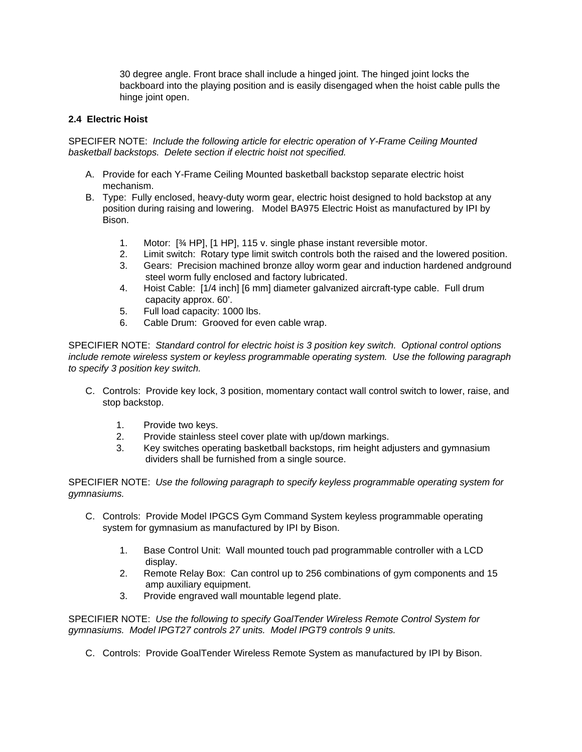30 degree angle. Front brace shall include a hinged joint. The hinged joint locks the backboard into the playing position and is easily disengaged when the hoist cable pulls the hinge joint open.

**2.4 Electric Hoist**

SPECIFER NOTE: *Include the following article for electric operation of Y-Frame Ceiling Mounted basketball backstops. Delete section if electric hoist not specified.*

A. Provide for each Y-Frame Ceiling Mounted basketball backstop separate electric hoist mechanism.
B. Type: Fully enclosed, heavy-duty worm gear, electric hoist designed to hold backstop at any position during raising and lowering. Model BA975 Electric Hoist as manufactured by IPI by Bison.

   1. Motor: [¾ HP], [1 HP], 115 v. single phase instant reversible motor.
   2. Limit switch: Rotary type limit switch controls both the raised and the lowered position.
   3. Gears: Precision machined bronze alloy worm gear and induction hardened andground steel worm fully enclosed and factory lubricated.
   4. Hoist Cable: [1/4 inch] [6 mm] diameter galvanized aircraft-type cable. Full drum capacity approx. 60'.
   5. Full load capacity: 1000 lbs.
   6. Cable Drum: Grooved for even cable wrap.

SPECIFIER NOTE: *Standard control for electric hoist is 3 position key switch. Optional control options include remote wireless system or keyless programmable operating system. Use the following paragraph to specify 3 position key switch.*

C. Controls: Provide key lock, 3 position, momentary contact wall control switch to lower, raise, and stop backstop.

   1. Provide two keys.
   2. Provide stainless steel cover plate with up/down markings.
   3. Key switches operating basketball backstops, rim height adjusters and gymnasium dividers shall be furnished from a single source.

SPECIFIER NOTE: *Use the following paragraph to specify keyless programmable operating system for gymnasiums.*

C. Controls: Provide Model IPGCS Gym Command System keyless programmable operating system for gymnasium as manufactured by IPI by Bison.

   1. Base Control Unit: Wall mounted touch pad programmable controller with a LCD display.
   2. Remote Relay Box: Can control up to 256 combinations of gym components and 15 amp auxiliary equipment.
   3. Provide engraved wall mountable legend plate.

SPECIFIER NOTE: *Use the following to specify GoalTender Wireless Remote Control System for gymnasiums. Model IPGT27 controls 27 units. Model IPGT9 controls 9 units.*

C. Controls: Provide GoalTender Wireless Remote System as manufactured by IPI by Bison.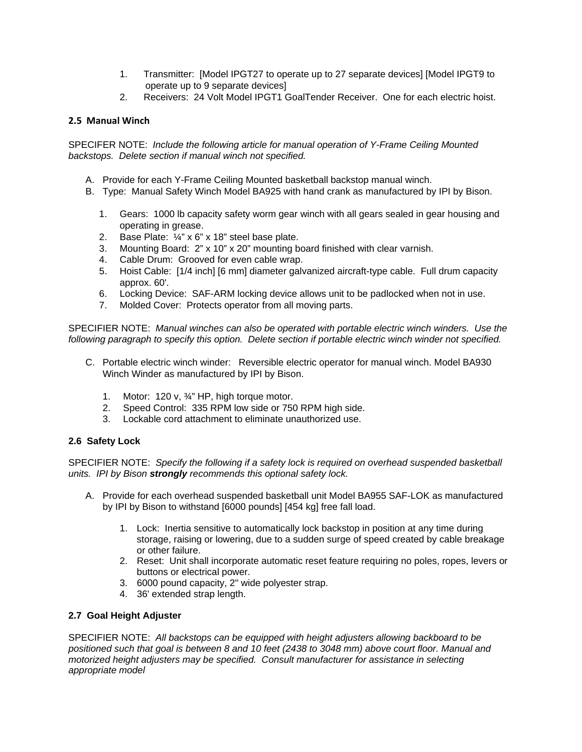1. Transmitter: [Model IPGT27 to operate up to 27 separate devices] [Model IPGT9 to operate up to 9 separate devices]
2. Receivers: 24 Volt Model IPGT1 GoalTender Receiver. One for each electric hoist.

### 2.5 Manual Winch

SPECIFER NOTE: *Include the following article for manual operation of Y-Frame Ceiling Mounted backstops. Delete section if manual winch not specified.*

A. Provide for each Y-Frame Ceiling Mounted basketball backstop manual winch.
B. Type: Manual Safety Winch Model BA925 with hand crank as manufactured by IPI by Bison.

   1. Gears: 1000 lb capacity safety worm gear winch with all gears sealed in gear housing and operating in grease.
   2. Base Plate: ¼” x 6” x 18” steel base plate.
   3. Mounting Board: 2” x 10” x 20” mounting board finished with clear varnish.
   4. Cable Drum: Grooved for even cable wrap.
   5. Hoist Cable: [1/4 inch] [6 mm] diameter galvanized aircraft-type cable. Full drum capacity approx. 60'.
   6. Locking Device: SAF-ARM locking device allows unit to be padlocked when not in use.
   7. Molded Cover: Protects operator from all moving parts.

SPECIFIER NOTE: *Manual winches can also be operated with portable electric winch winders. Use the following paragraph to specify this option. Delete section if portable electric winch winder not specified.*

C. Portable electric winch winder: Reversible electric operator for manual winch. Model BA930 Winch Winder as manufactured by IPI by Bison.

   1. Motor: 120 v, ¾” HP, high torque motor.
   2. Speed Control: 335 RPM low side or 750 RPM high side.
   3. Lockable cord attachment to eliminate unauthorized use.

### 2.6 Safety Lock

SPECIFIER NOTE: *Specify the following if a safety lock is required on overhead suspended basketball units. IPI by Bison* ***strongly*** *recommends this optional safety lock.*

A. Provide for each overhead suspended basketball unit Model BA955 SAF-LOK as manufactured by IPI by Bison to withstand [6000 pounds] [454 kg] free fall load.

   1. Lock: Inertia sensitive to automatically lock backstop in position at any time during storage, raising or lowering, due to a sudden surge of speed created by cable breakage or other failure.
   2. Reset: Unit shall incorporate automatic reset feature requiring no poles, ropes, levers or buttons or electrical power.
   3. 6000 pound capacity, 2'' wide polyester strap.
   4. 36' extended strap length.

### 2.7 Goal Height Adjuster

SPECIFIER NOTE: *All backstops can be equipped with height adjusters allowing backboard to be positioned such that goal is between 8 and 10 feet (2438 to 3048 mm) above court floor. Manual and motorized height adjusters may be specified. Consult manufacturer for assistance in selecting appropriate model*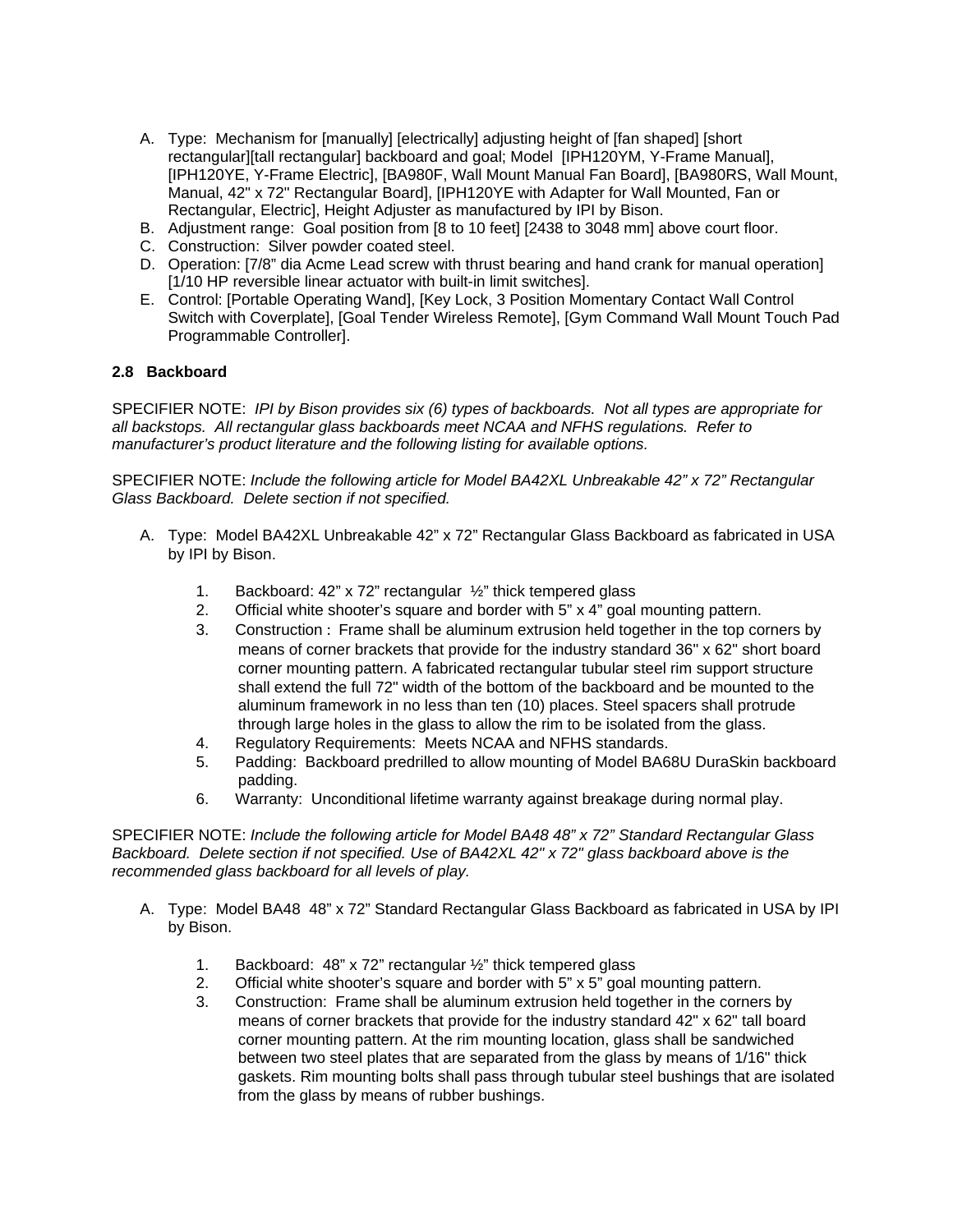A. Type: Mechanism for [manually] [electrically] adjusting height of [fan shaped] [short rectangular][tall rectangular] backboard and goal; Model [IPH120YM, Y-Frame Manual], [IPH120YE, Y-Frame Electric], [BA980F, Wall Mount Manual Fan Board], [BA980RS, Wall Mount, Manual, 42" x 72" Rectangular Board], [IPH120YE with Adapter for Wall Mounted, Fan or Rectangular, Electric], Height Adjuster as manufactured by IPI by Bison.
B. Adjustment range: Goal position from [8 to 10 feet] [2438 to 3048 mm] above court floor.
C. Construction: Silver powder coated steel.
D. Operation: [7/8" dia Acme Lead screw with thrust bearing and hand crank for manual operation] [1/10 HP reversible linear actuator with built-in limit switches].
E. Control: [Portable Operating Wand], [Key Lock, 3 Position Momentary Contact Wall Control Switch with Coverplate], [Goal Tender Wireless Remote], [Gym Command Wall Mount Touch Pad Programmable Controller].

**2.8 Backboard**

SPECIFIER NOTE: *IPI by Bison provides six (6) types of backboards. Not all types are appropriate for all backstops. All rectangular glass backboards meet NCAA and NFHS regulations. Refer to manufacturer's product literature and the following listing for available options.*

SPECIFIER NOTE: *Include the following article for Model BA42XL Unbreakable 42" x 72" Rectangular Glass Backboard. Delete section if not specified.*

A. Type: Model BA42XL Unbreakable 42" x 72" Rectangular Glass Backboard as fabricated in USA by IPI by Bison.

   1. Backboard: 42" x 72" rectangular ½" thick tempered glass
   2. Official white shooter's square and border with 5" x 4" goal mounting pattern.
   3. Construction : Frame shall be aluminum extrusion held together in the top corners by means of corner brackets that provide for the industry standard 36" x 62" short board corner mounting pattern. A fabricated rectangular tubular steel rim support structure shall extend the full 72" width of the bottom of the backboard and be mounted to the aluminum framework in no less than ten (10) places. Steel spacers shall protrude through large holes in the glass to allow the rim to be isolated from the glass.
   4. Regulatory Requirements: Meets NCAA and NFHS standards.
   5. Padding: Backboard predrilled to allow mounting of Model BA68U DuraSkin backboard padding.
   6. Warranty: Unconditional lifetime warranty against breakage during normal play.

SPECIFIER NOTE: *Include the following article for Model BA48 48" x 72" Standard Rectangular Glass Backboard. Delete section if not specified. Use of BA42XL 42" x 72" glass backboard above is the recommended glass backboard for all levels of play.*

A. Type: Model BA48 48" x 72" Standard Rectangular Glass Backboard as fabricated in USA by IPI by Bison.

   1. Backboard: 48" x 72" rectangular ½" thick tempered glass
   2. Official white shooter's square and border with 5" x 5" goal mounting pattern.
   3. Construction: Frame shall be aluminum extrusion held together in the corners by means of corner brackets that provide for the industry standard 42" x 62" tall board corner mounting pattern. At the rim mounting location, glass shall be sandwiched between two steel plates that are separated from the glass by means of 1/16" thick gaskets. Rim mounting bolts shall pass through tubular steel bushings that are isolated from the glass by means of rubber bushings.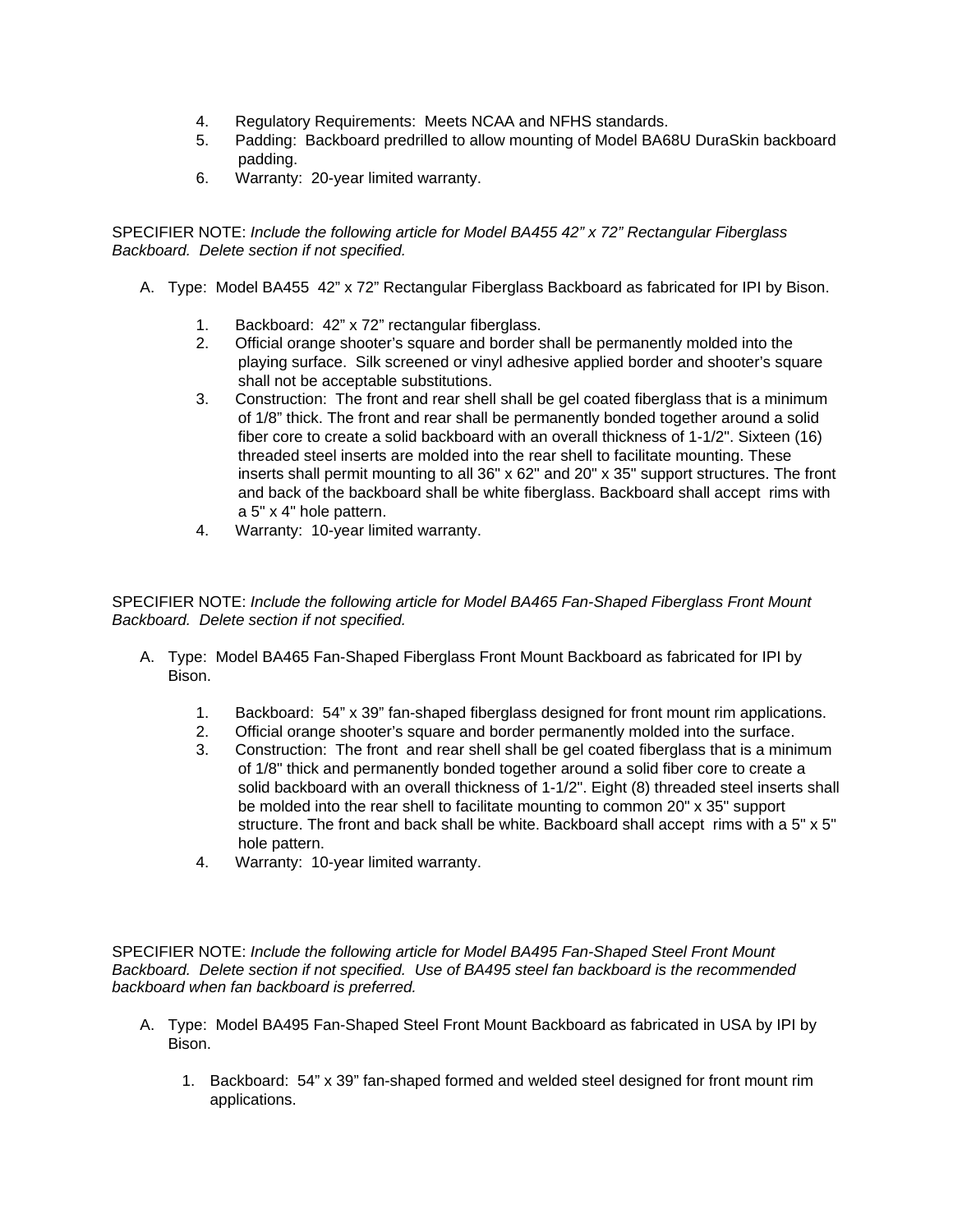4. Regulatory Requirements: Meets NCAA and NFHS standards.
5. Padding: Backboard predrilled to allow mounting of Model BA68U DuraSkin backboard padding.
6. Warranty: 20-year limited warranty.

SPECIFIER NOTE: *Include the following article for Model BA455 42" x 72" Rectangular Fiberglass Backboard. Delete section if not specified.*

A. Type: Model BA455 42" x 72" Rectangular Fiberglass Backboard as fabricated for IPI by Bison.

   1. Backboard: 42" x 72" rectangular fiberglass.
   2. Official orange shooter's square and border shall be permanently molded into the playing surface. Silk screened or vinyl adhesive applied border and shooter's square shall not be acceptable substitutions.
   3. Construction: The front and rear shell shall be gel coated fiberglass that is a minimum of 1/8" thick. The front and rear shall be permanently bonded together around a solid fiber core to create a solid backboard with an overall thickness of 1-1/2". Sixteen (16) threaded steel inserts are molded into the rear shell to facilitate mounting. These inserts shall permit mounting to all 36" x 62" and 20" x 35" support structures. The front and back of the backboard shall be white fiberglass. Backboard shall accept rims with a 5" x 4" hole pattern.
   4. Warranty: 10-year limited warranty.

SPECIFIER NOTE: *Include the following article for Model BA465 Fan-Shaped Fiberglass Front Mount Backboard. Delete section if not specified.*

A. Type: Model BA465 Fan-Shaped Fiberglass Front Mount Backboard as fabricated for IPI by Bison.

   1. Backboard: 54" x 39" fan-shaped fiberglass designed for front mount rim applications.
   2. Official orange shooter's square and border permanently molded into the surface.
   3. Construction: The front and rear shell shall be gel coated fiberglass that is a minimum of 1/8" thick and permanently bonded together around a solid fiber core to create a solid backboard with an overall thickness of 1-1/2". Eight (8) threaded steel inserts shall be molded into the rear shell to facilitate mounting to common 20" x 35" support structure. The front and back shall be white. Backboard shall accept rims with a 5" x 5" hole pattern.
   4. Warranty: 10-year limited warranty.

SPECIFIER NOTE: *Include the following article for Model BA495 Fan-Shaped Steel Front Mount Backboard. Delete section if not specified. Use of BA495 steel fan backboard is the recommended backboard when fan backboard is preferred.*

A. Type: Model BA495 Fan-Shaped Steel Front Mount Backboard as fabricated in USA by IPI by Bison.

   1. Backboard: 54" x 39" fan-shaped formed and welded steel designed for front mount rim applications.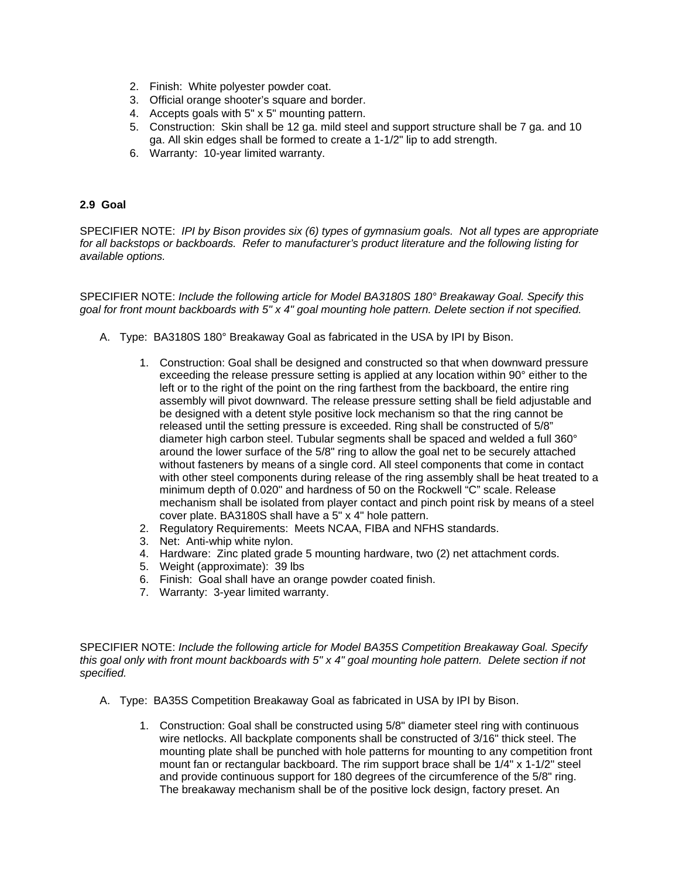2. Finish: White polyester powder coat.
3. Official orange shooter's square and border.
4. Accepts goals with 5" x 5" mounting pattern.
5. Construction: Skin shall be 12 ga. mild steel and support structure shall be 7 ga. and 10 ga. All skin edges shall be formed to create a 1-1/2" lip to add strength.
6. Warranty: 10-year limited warranty.

**2.9 Goal**

SPECIFIER NOTE: *IPI by Bison provides six (6) types of gymnasium goals. Not all types are appropriate for all backstops or backboards. Refer to manufacturer's product literature and the following listing for available options.*

SPECIFIER NOTE: *Include the following article for Model BA3180S 180° Breakaway Goal. Specify this goal for front mount backboards with 5" x 4" goal mounting hole pattern. Delete section if not specified.*

A. Type: BA3180S 180° Breakaway Goal as fabricated in the USA by IPI by Bison.

   1. Construction: Goal shall be designed and constructed so that when downward pressure exceeding the release pressure setting is applied at any location within 90° either to the left or to the right of the point on the ring farthest from the backboard, the entire ring assembly will pivot downward. The release pressure setting shall be field adjustable and be designed with a detent style positive lock mechanism so that the ring cannot be released until the setting pressure is exceeded. Ring shall be constructed of 5/8" diameter high carbon steel. Tubular segments shall be spaced and welded a full 360° around the lower surface of the 5/8" ring to allow the goal net to be securely attached without fasteners by means of a single cord. All steel components that come in contact with other steel components during release of the ring assembly shall be heat treated to a minimum depth of 0.020" and hardness of 50 on the Rockwell "C" scale. Release mechanism shall be isolated from player contact and pinch point risk by means of a steel cover plate. BA3180S shall have a 5" x 4" hole pattern.
   2. Regulatory Requirements: Meets NCAA, FIBA and NFHS standards.
   3. Net: Anti-whip white nylon.
   4. Hardware: Zinc plated grade 5 mounting hardware, two (2) net attachment cords.
   5. Weight (approximate): 39 lbs
   6. Finish: Goal shall have an orange powder coated finish.
   7. Warranty: 3-year limited warranty.

SPECIFIER NOTE: *Include the following article for Model BA35S Competition Breakaway Goal. Specify this goal only with front mount backboards with 5" x 4" goal mounting hole pattern. Delete section if not specified.*

A. Type: BA35S Competition Breakaway Goal as fabricated in USA by IPI by Bison.

   1. Construction: Goal shall be constructed using 5/8" diameter steel ring with continuous wire netlocks. All backplate components shall be constructed of 3/16" thick steel. The mounting plate shall be punched with hole patterns for mounting to any competition front mount fan or rectangular backboard. The rim support brace shall be 1/4" x 1-1/2" steel and provide continuous support for 180 degrees of the circumference of the 5/8" ring. The breakaway mechanism shall be of the positive lock design, factory preset. An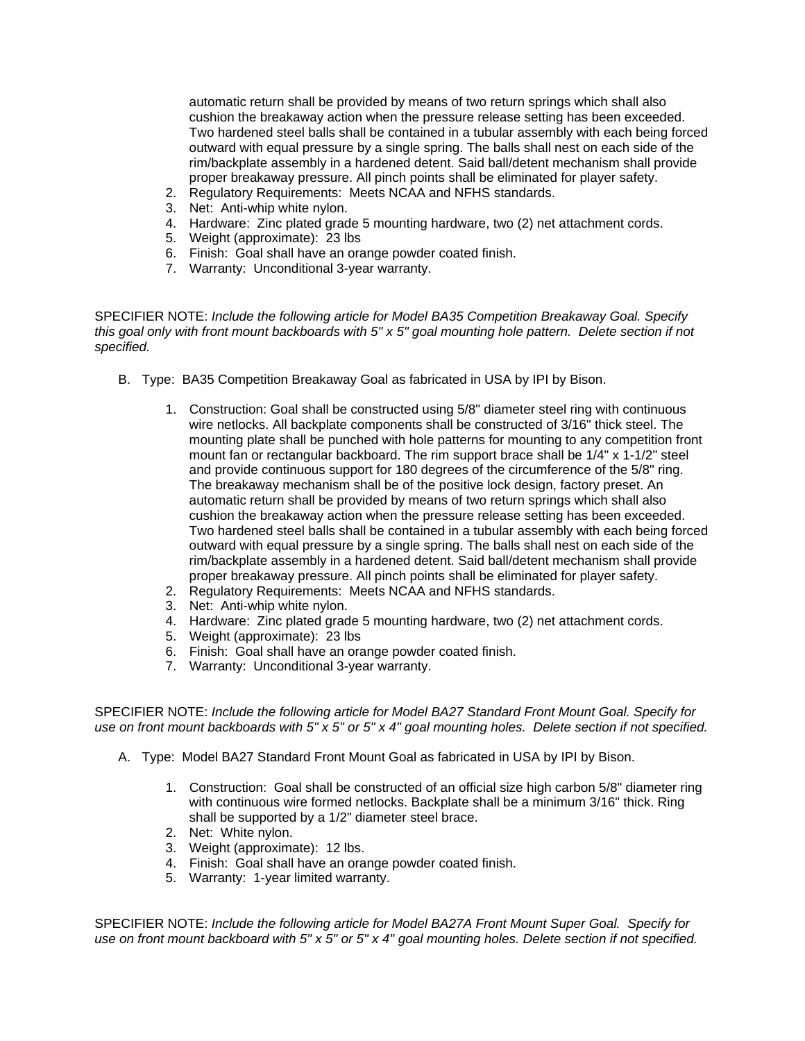automatic return shall be provided by means of two return springs which shall also cushion the breakaway action when the pressure release setting has been exceeded. Two hardened steel balls shall be contained in a tubular assembly with each being forced outward with equal pressure by a single spring. The balls shall nest on each side of the rim/backplate assembly in a hardened detent. Said ball/detent mechanism shall provide proper breakaway pressure. All pinch points shall be eliminated for player safety.

2. Regulatory Requirements: Meets NCAA and NFHS standards.
3. Net: Anti-whip white nylon.
4. Hardware: Zinc plated grade 5 mounting hardware, two (2) net attachment cords.
5. Weight (approximate): 23 lbs
6. Finish: Goal shall have an orange powder coated finish.
7. Warranty: Unconditional 3-year warranty.

SPECIFIER NOTE: *Include the following article for Model BA35 Competition Breakaway Goal. Specify this goal only with front mount backboards with 5" x 5" goal mounting hole pattern. Delete section if not specified.*

B. Type: BA35 Competition Breakaway Goal as fabricated in USA by IPI by Bison.

1. Construction: Goal shall be constructed using 5/8" diameter steel ring with continuous wire netlocks. All backplate components shall be constructed of 3/16" thick steel. The mounting plate shall be punched with hole patterns for mounting to any competition front mount fan or rectangular backboard. The rim support brace shall be 1/4" x 1-1/2" steel and provide continuous support for 180 degrees of the circumference of the 5/8" ring. The breakaway mechanism shall be of the positive lock design, factory preset. An automatic return shall be provided by means of two return springs which shall also cushion the breakaway action when the pressure release setting has been exceeded. Two hardened steel balls shall be contained in a tubular assembly with each being forced outward with equal pressure by a single spring. The balls shall nest on each side of the rim/backplate assembly in a hardened detent. Said ball/detent mechanism shall provide proper breakaway pressure. All pinch points shall be eliminated for player safety.
2. Regulatory Requirements: Meets NCAA and NFHS standards.
3. Net: Anti-whip white nylon.
4. Hardware: Zinc plated grade 5 mounting hardware, two (2) net attachment cords.
5. Weight (approximate): 23 lbs
6. Finish: Goal shall have an orange powder coated finish.
7. Warranty: Unconditional 3-year warranty.

SPECIFIER NOTE: *Include the following article for Model BA27 Standard Front Mount Goal. Specify for use on front mount backboards with 5" x 5" or 5" x 4" goal mounting holes. Delete section if not specified.*

A. Type: Model BA27 Standard Front Mount Goal as fabricated in USA by IPI by Bison.

1. Construction: Goal shall be constructed of an official size high carbon 5/8" diameter ring with continuous wire formed netlocks. Backplate shall be a minimum 3/16" thick. Ring shall be supported by a 1/2" diameter steel brace.
2. Net: White nylon.
3. Weight (approximate): 12 lbs.
4. Finish: Goal shall have an orange powder coated finish.
5. Warranty: 1-year limited warranty.

SPECIFIER NOTE: *Include the following article for Model BA27A Front Mount Super Goal. Specify for use on front mount backboard with 5" x 5" or 5" x 4" goal mounting holes. Delete section if not specified.*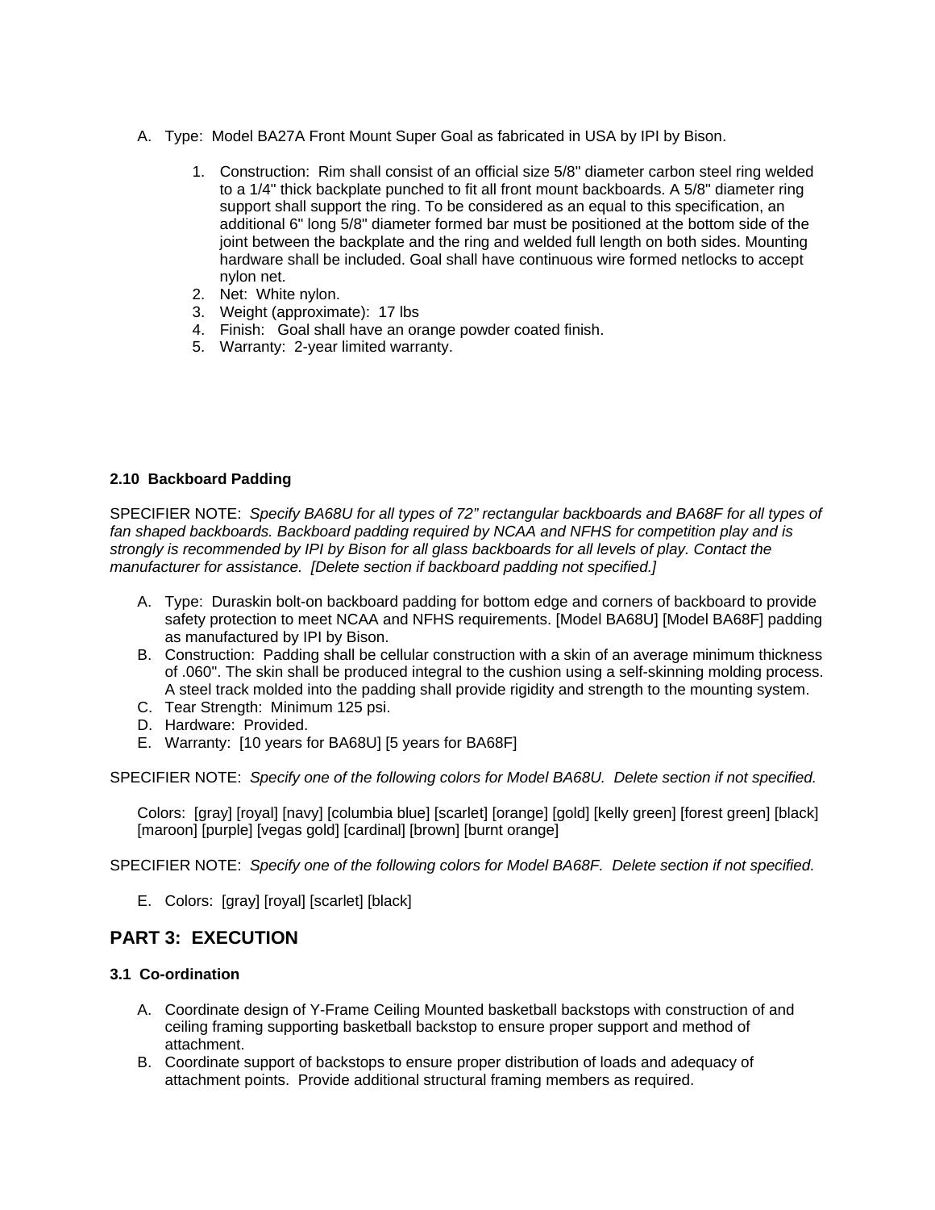A. Type: Model BA27A Front Mount Super Goal as fabricated in USA by IPI by Bison.

   1. Construction: Rim shall consist of an official size 5/8" diameter carbon steel ring welded to a 1/4" thick backplate punched to fit all front mount backboards. A 5/8" diameter ring support shall support the ring. To be considered as an equal to this specification, an additional 6" long 5/8" diameter formed bar must be positioned at the bottom side of the joint between the backplate and the ring and welded full length on both sides. Mounting hardware shall be included. Goal shall have continuous wire formed netlocks to accept nylon net.
   2. Net: White nylon.
   3. Weight (approximate): 17 lbs
   4. Finish: Goal shall have an orange powder coated finish.
   5. Warranty: 2-year limited warranty.

### 2.10 Backboard Padding

SPECIFIER NOTE: *Specify BA68U for all types of 72" rectangular backboards and BA68F for all types of fan shaped backboards. Backboard padding required by NCAA and NFHS for competition play and is strongly is recommended by IPI by Bison for all glass backboards for all levels of play. Contact the manufacturer for assistance. [Delete section if backboard padding not specified.]*

A. Type: Duraskin bolt-on backboard padding for bottom edge and corners of backboard to provide safety protection to meet NCAA and NFHS requirements. [Model BA68U] [Model BA68F] padding as manufactured by IPI by Bison.
B. Construction: Padding shall be cellular construction with a skin of an average minimum thickness of .060". The skin shall be produced integral to the cushion using a self-skinning molding process. A steel track molded into the padding shall provide rigidity and strength to the mounting system.
C. Tear Strength: Minimum 125 psi.
D. Hardware: Provided.
E. Warranty: [10 years for BA68U] [5 years for BA68F]

SPECIFIER NOTE: *Specify one of the following colors for Model BA68U. Delete section if not specified.*

Colors: [gray] [royal] [navy] [columbia blue] [scarlet] [orange] [gold] [kelly green] [forest green] [black] [maroon] [purple] [vegas gold] [cardinal] [brown] [burnt orange]

SPECIFIER NOTE: *Specify one of the following colors for Model BA68F. Delete section if not specified.*

E. Colors: [gray] [royal] [scarlet] [black]

## PART 3: EXECUTION

### 3.1 Co-ordination

A. Coordinate design of Y-Frame Ceiling Mounted basketball backstops with construction of and ceiling framing supporting basketball backstop to ensure proper support and method of attachment.
B. Coordinate support of backstops to ensure proper distribution of loads and adequacy of attachment points. Provide additional structural framing members as required.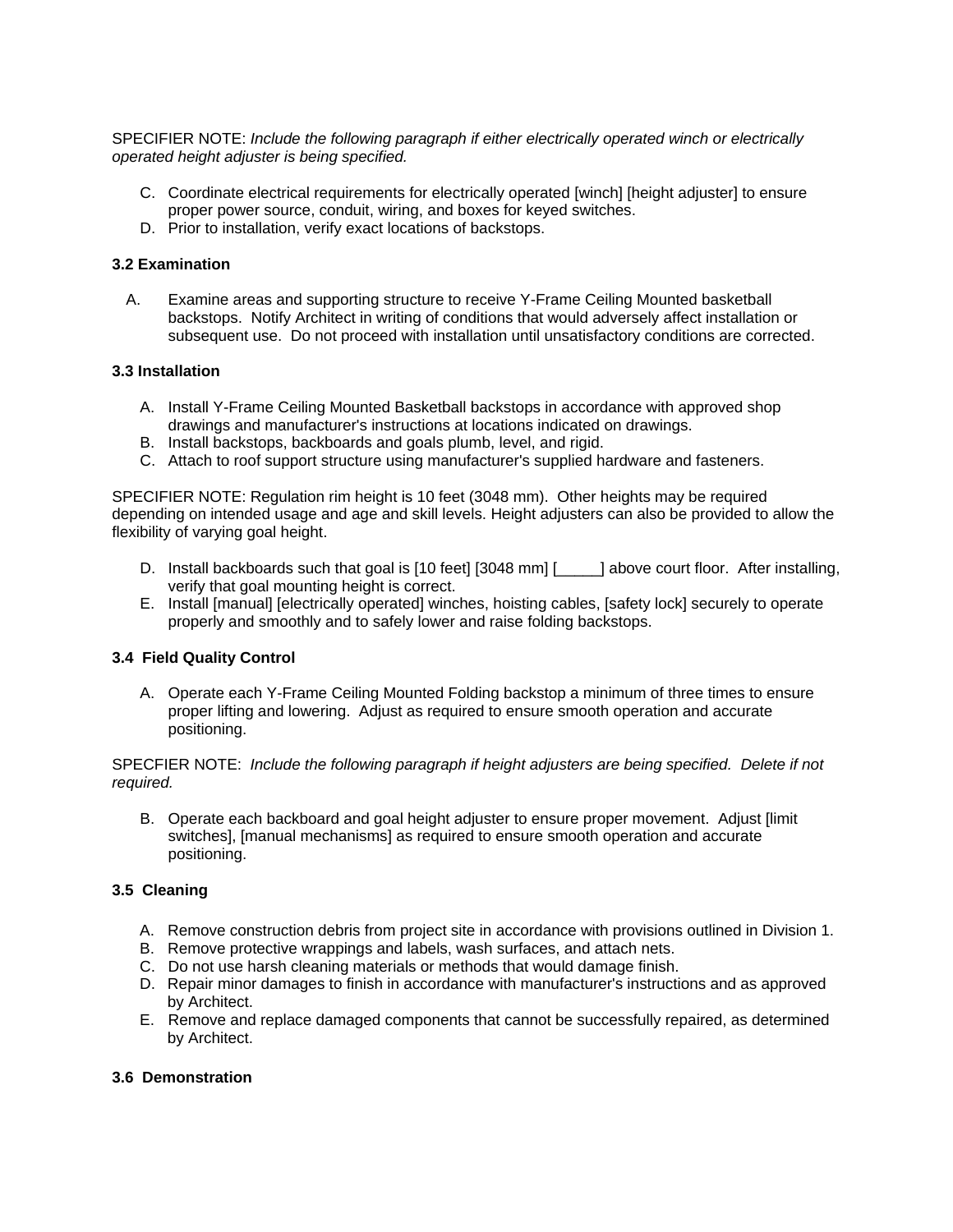SPECIFIER NOTE: *Include the following paragraph if either electrically operated winch or electrically operated height adjuster is being specified.*

C. Coordinate electrical requirements for electrically operated [winch] [height adjuster] to ensure proper power source, conduit, wiring, and boxes for keyed switches.
D. Prior to installation, verify exact locations of backstops.

### 3.2 Examination

A. Examine areas and supporting structure to receive Y-Frame Ceiling Mounted basketball backstops. Notify Architect in writing of conditions that would adversely affect installation or subsequent use. Do not proceed with installation until unsatisfactory conditions are corrected.

### 3.3 Installation

A. Install Y-Frame Ceiling Mounted Basketball backstops in accordance with approved shop drawings and manufacturer's instructions at locations indicated on drawings.
B. Install backstops, backboards and goals plumb, level, and rigid.
C. Attach to roof support structure using manufacturer's supplied hardware and fasteners.

SPECIFIER NOTE: Regulation rim height is 10 feet (3048 mm). Other heights may be required depending on intended usage and age and skill levels. Height adjusters can also be provided to allow the flexibility of varying goal height.

D. Install backboards such that goal is [10 feet] [3048 mm] [_____] above court floor. After installing, verify that goal mounting height is correct.
E. Install [manual] [electrically operated] winches, hoisting cables, [safety lock] securely to operate properly and smoothly and to safely lower and raise folding backstops.

### 3.4 Field Quality Control

A. Operate each Y-Frame Ceiling Mounted Folding backstop a minimum of three times to ensure proper lifting and lowering. Adjust as required to ensure smooth operation and accurate positioning.

SPECFIER NOTE: *Include the following paragraph if height adjusters are being specified. Delete if not required.*

B. Operate each backboard and goal height adjuster to ensure proper movement. Adjust [limit switches], [manual mechanisms] as required to ensure smooth operation and accurate positioning.

### 3.5 Cleaning

A. Remove construction debris from project site in accordance with provisions outlined in Division 1.
B. Remove protective wrappings and labels, wash surfaces, and attach nets.
C. Do not use harsh cleaning materials or methods that would damage finish.
D. Repair minor damages to finish in accordance with manufacturer's instructions and as approved by Architect.
E. Remove and replace damaged components that cannot be successfully repaired, as determined by Architect.

### 3.6 Demonstration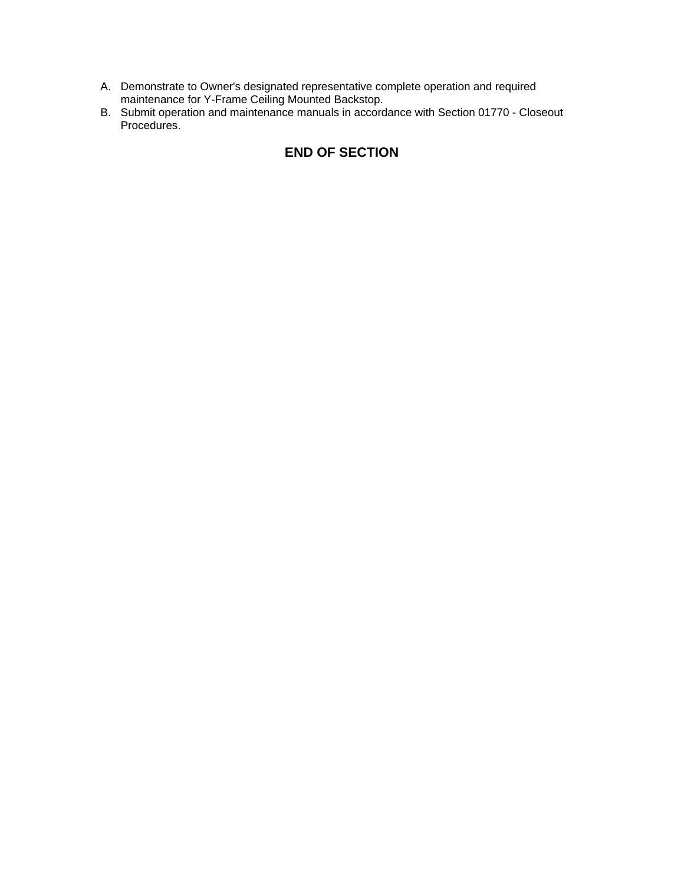A. Demonstrate to Owner's designated representative complete operation and required maintenance for Y-Frame Ceiling Mounted Backstop.
B. Submit operation and maintenance manuals in accordance with Section 01770 - Closeout Procedures.

**END OF SECTION**